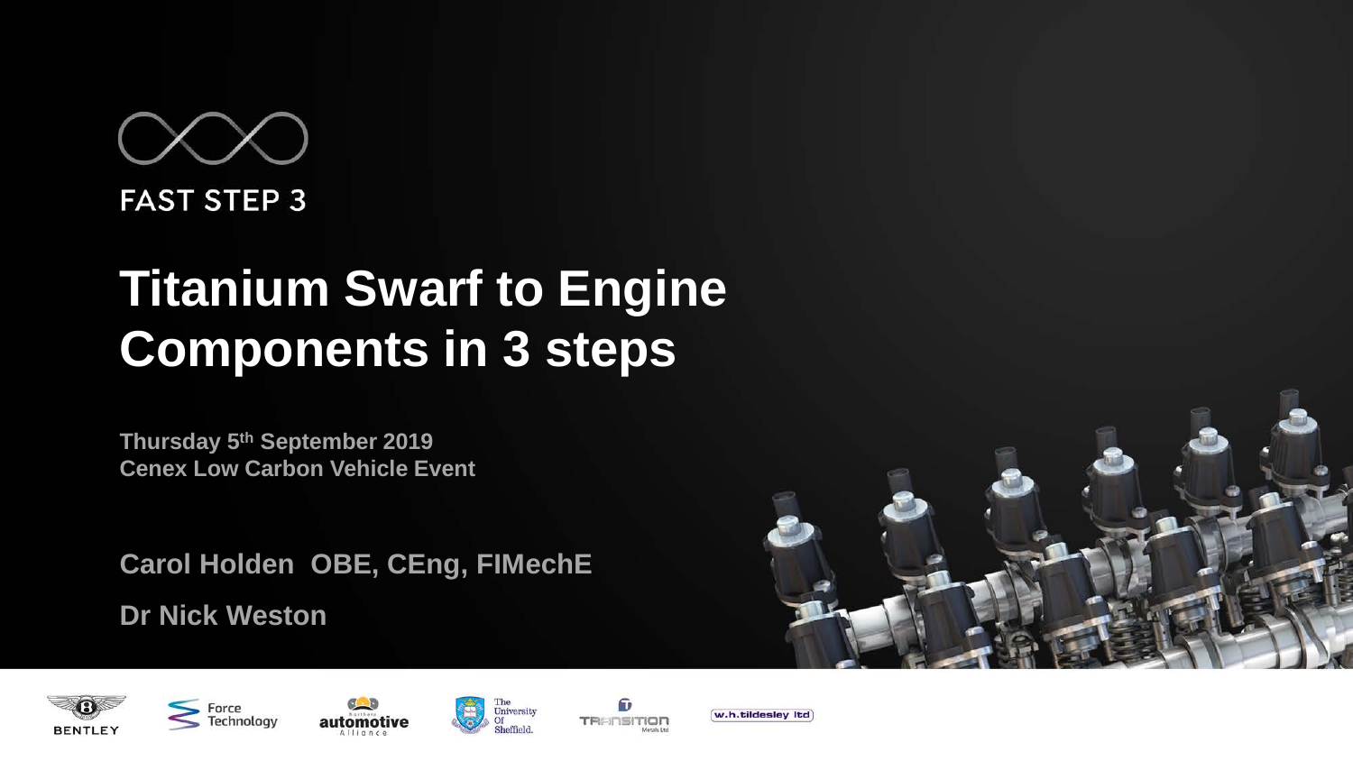FAST STEP 3

# Titanium Swarf to Engine Components in 3 steps

**Thursday 5th September 2019**
**Cenex Low Carbon Vehicle Event**

**Carol Holden OBE, CEng, FIMechE**

**Dr Nick Weston**

BENTLEY | Force Technology | Northern automotive Alliance | The University Of Sheffield. | TRANSITION Metals Ltd | w.h.tildesley ltd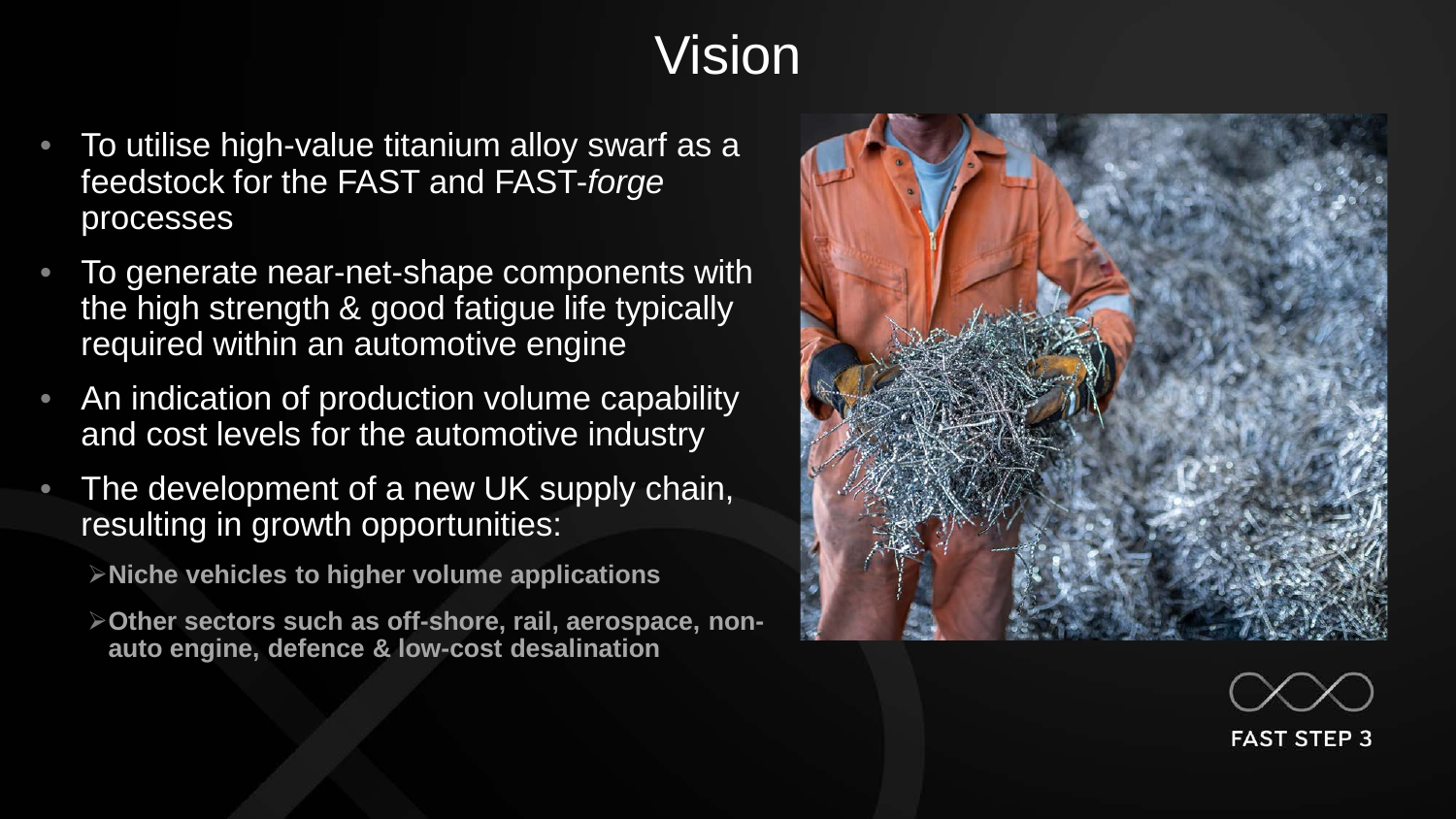# Vision

- To utilise high-value titanium alloy swarf as a feedstock for the FAST and FAST-*forge* processes
- To generate near-net-shape components with the high strength & good fatigue life typically required within an automotive engine
- An indication of production volume capability and cost levels for the automotive industry
- The development of a new UK supply chain, resulting in growth opportunities:
  - **Niche vehicles to higher volume applications**
  - **Other sectors such as off-shore, rail, aerospace, non-auto engine, defence & low-cost desalination**

FAST STEP 3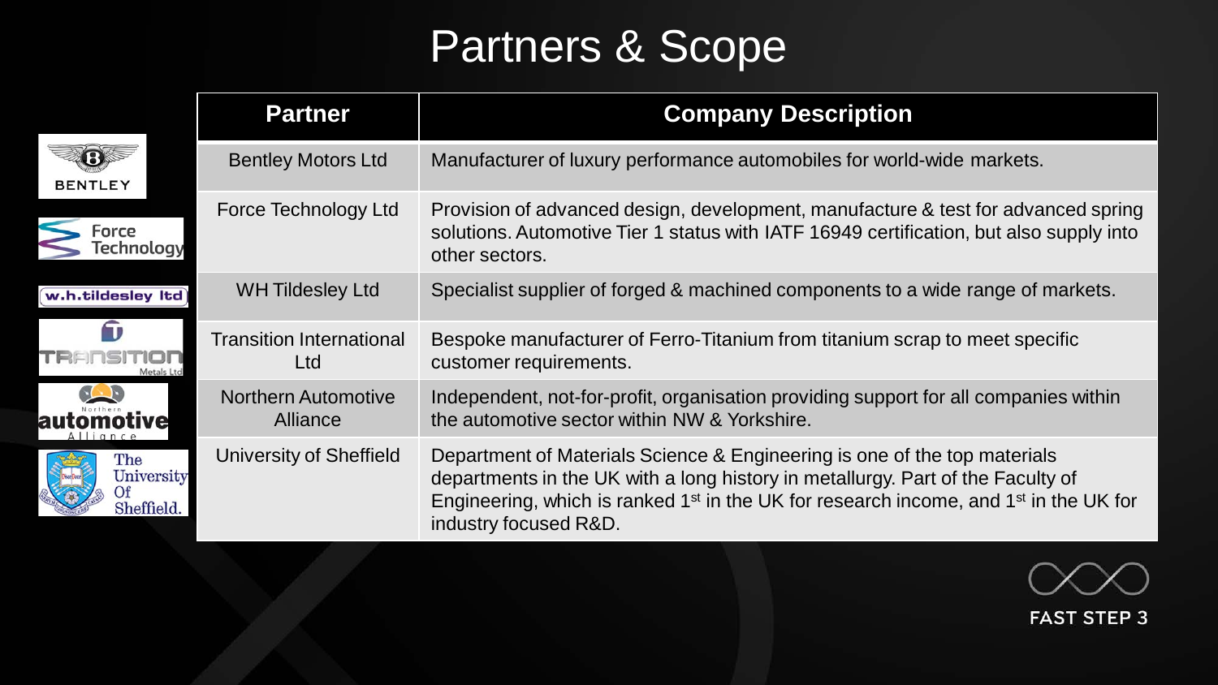# Partners & Scope

| Partner | Company Description |
|---|---|
| Bentley Motors Ltd | Manufacturer of luxury performance automobiles for world-wide markets. |
| Force Technology Ltd | Provision of advanced design, development, manufacture & test for advanced spring solutions. Automotive Tier 1 status with IATF 16949 certification, but also supply into other sectors. |
| WH Tildesley Ltd | Specialist supplier of forged & machined components to a wide range of markets. |
| Transition International Ltd | Bespoke manufacturer of Ferro-Titanium from titanium scrap to meet specific customer requirements. |
| Northern Automotive Alliance | Independent, not-for-profit, organisation providing support for all companies within the automotive sector within NW & Yorkshire. |
| University of Sheffield | Department of Materials Science & Engineering is one of the top materials departments in the UK with a long history in metallurgy. Part of the Faculty of Engineering, which is ranked 1st in the UK for research income, and 1st in the UK for industry focused R&D. |

FAST STEP 3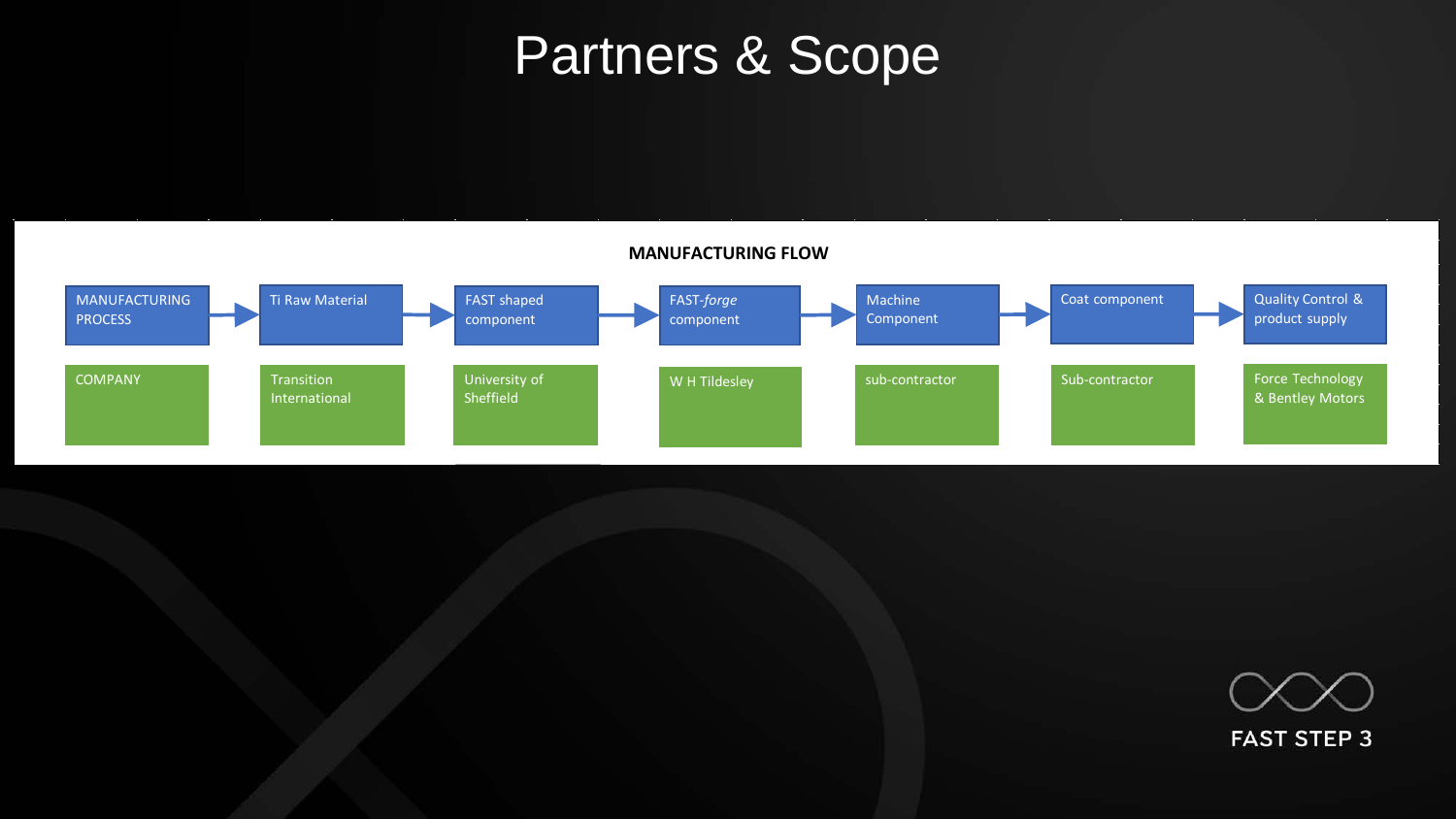# Partners & Scope

**MANUFACTURING FLOW**

| MANUFACTURING PROCESS | Ti Raw Material | FAST shaped component | FAST-*forge* component | Machine Component | Coat component | Quality Control & product supply |
|---|---|---|---|---|---|---|
| COMPANY | Transition International | University of Sheffield | W H Tildesley | sub-contractor | Sub-contractor | Force Technology & Bentley Motors |

FAST STEP 3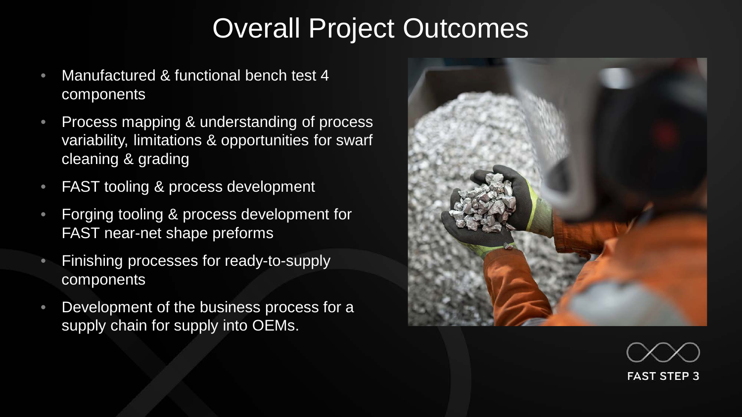# Overall Project Outcomes

- Manufactured & functional bench test 4 components
- Process mapping & understanding of process variability, limitations & opportunities for swarf cleaning & grading
- FAST tooling & process development
- Forging tooling & process development for FAST near-net shape preforms
- Finishing processes for ready-to-supply components
- Development of the business process for a supply chain for supply into OEMs.

FAST STEP 3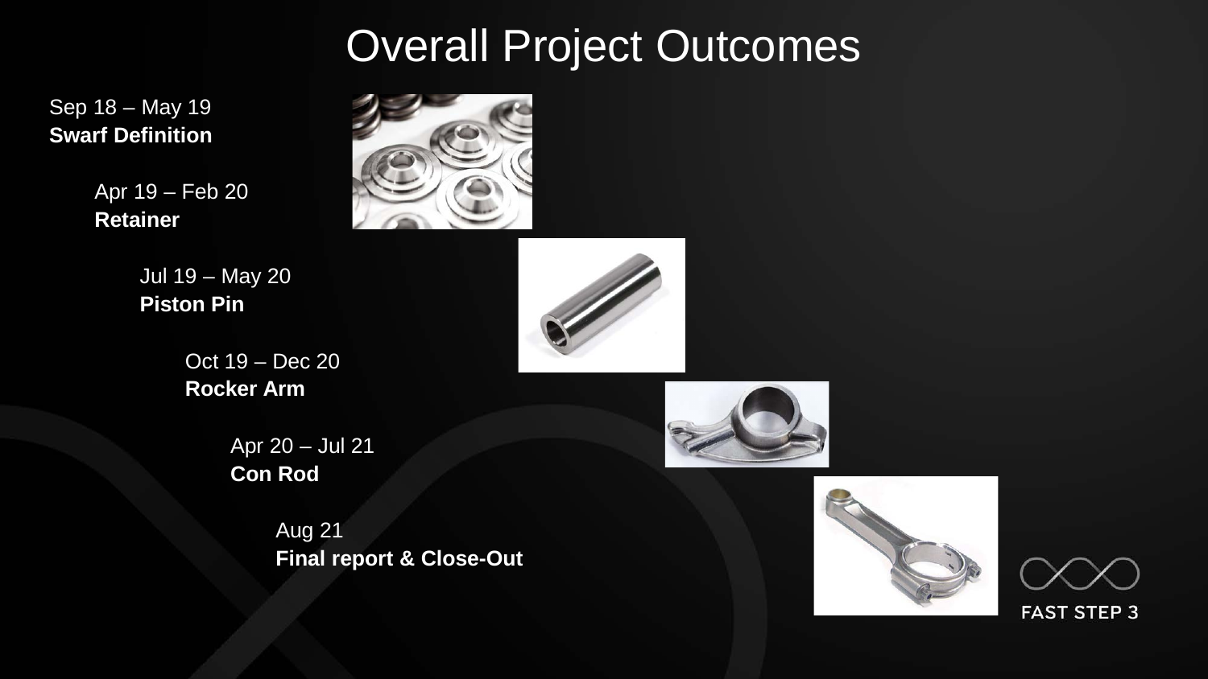# Overall Project Outcomes

Sep 18 – May 19
**Swarf Definition**

Apr 19 – Feb 20
**Retainer**

Jul 19 – May 20
**Piston Pin**

Oct 19 – Dec 20
**Rocker Arm**

Apr 20 – Jul 21
**Con Rod**

Aug 21
**Final report & Close-Out**

FAST STEP 3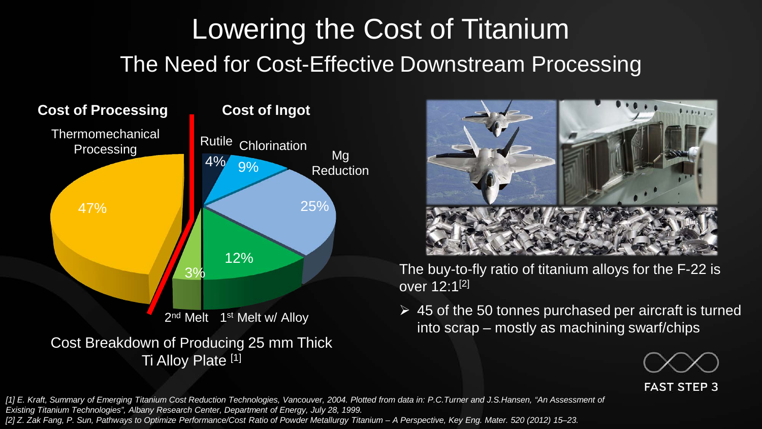# Lowering the Cost of Titanium

## The Need for Cost-Effective Downstream Processing

**Cost of Processing**

- Thermomechanical Processing: 47%

**Cost of Ingot**

- Rutile: 4%
- Chlorination: 9%
- Mg Reduction: 25%
- 1st Melt w/ Alloy: 12%
- 2nd Melt: 3%

Cost Breakdown of Producing 25 mm Thick Ti Alloy Plate [1]

The buy-to-fly ratio of titanium alloys for the F-22 is over 12:1[2]

- 45 of the 50 tonnes purchased per aircraft is turned into scrap – mostly as machining swarf/chips

FAST STEP 3

*[1] E. Kraft, Summary of Emerging Titanium Cost Reduction Technologies, Vancouver, 2004. Plotted from data in: P.C.Turner and J.S.Hansen, "An Assessment of Existing Titanium Technologies", Albany Research Center, Department of Energy, July 28, 1999.*

*[2] Z. Zak Fang, P. Sun, Pathways to Optimize Performance/Cost Ratio of Powder Metallurgy Titanium – A Perspective, Key Eng. Mater. 520 (2012) 15–23.*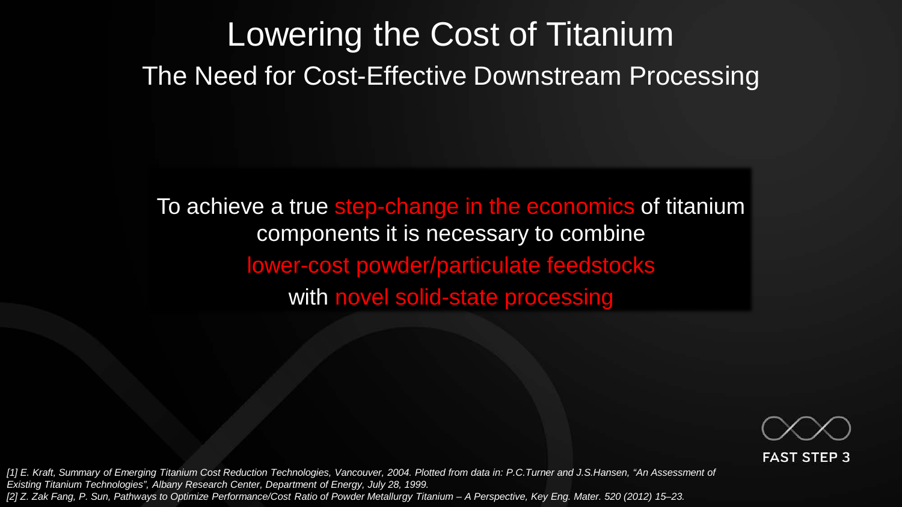# Lowering the Cost of Titanium

## The Need for Cost-Effective Downstream Processing

To achieve a true step-change in the economics of titanium components it is necessary to combine

lower-cost powder/particulate feedstocks

with novel solid-state processing

FAST STEP 3

*[1] E. Kraft, Summary of Emerging Titanium Cost Reduction Technologies, Vancouver, 2004. Plotted from data in: P.C.Turner and J.S.Hansen, "An Assessment of Existing Titanium Technologies", Albany Research Center, Department of Energy, July 28, 1999.*

*[2] Z. Zak Fang, P. Sun, Pathways to Optimize Performance/Cost Ratio of Powder Metallurgy Titanium – A Perspective, Key Eng. Mater. 520 (2012) 15–23.*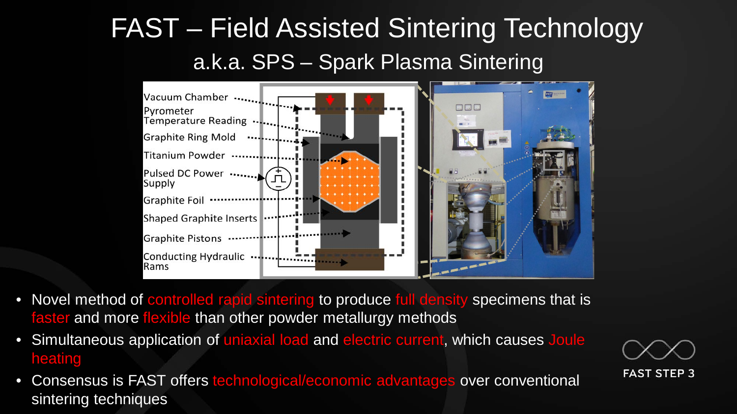# FAST – Field Assisted Sintering Technology

## a.k.a. SPS – Spark Plasma Sintering

Vacuum Chamber
Pyrometer Temperature Reading
Graphite Ring Mold
Titanium Powder
Pulsed DC Power Supply
Graphite Foil
Shaped Graphite Inserts
Graphite Pistons
Conducting Hydraulic Rams

- Novel method of controlled rapid sintering to produce full density specimens that is faster and more flexible than other powder metallurgy methods
- Simultaneous application of uniaxial load and electric current, which causes Joule heating
- Consensus is FAST offers technological/economic advantages over conventional sintering techniques

FAST STEP 3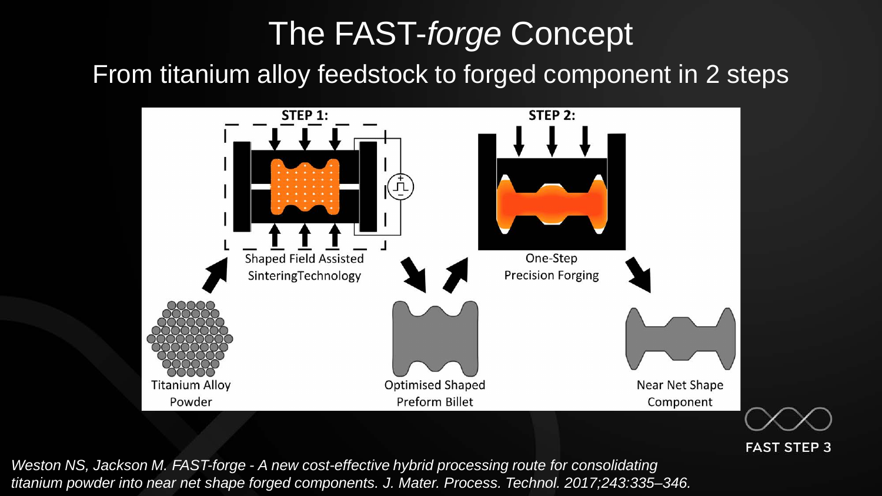# The FAST-*forge* Concept

## From titanium alloy feedstock to forged component in 2 steps

STEP 1:

Shaped Field Assisted SinteringTechnology

STEP 2:

One-Step Precision Forging

Titanium Alloy Powder

Optimised Shaped Preform Billet

Near Net Shape Component

FAST STEP 3

*Weston NS, Jackson M. FAST-forge - A new cost-effective hybrid processing route for consolidating titanium powder into near net shape forged components. J. Mater. Process. Technol. 2017;243:335–346.*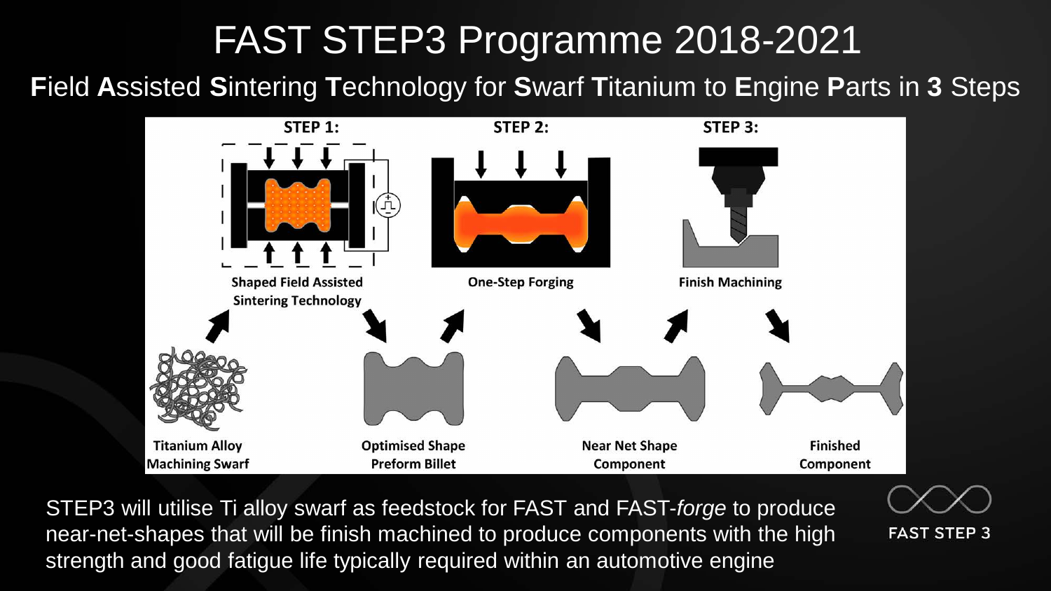# FAST STEP3 Programme 2018-2021

## **F**ield **A**ssisted **S**intering **T**echnology for **S**warf **T**itanium to **E**ngine **P**arts in **3** Steps

**STEP 1:** Shaped Field Assisted Sintering Technology

**STEP 2:** One-Step Forging

**STEP 3:** Finish Machining

Titanium Alloy Machining Swarf → Optimised Shape Preform Billet → Near Net Shape Component → Finished Component

STEP3 will utilise Ti alloy swarf as feedstock for FAST and FAST-*forge* to produce near-net-shapes that will be finish machined to produce components with the high strength and good fatigue life typically required within an automotive engine

FAST STEP 3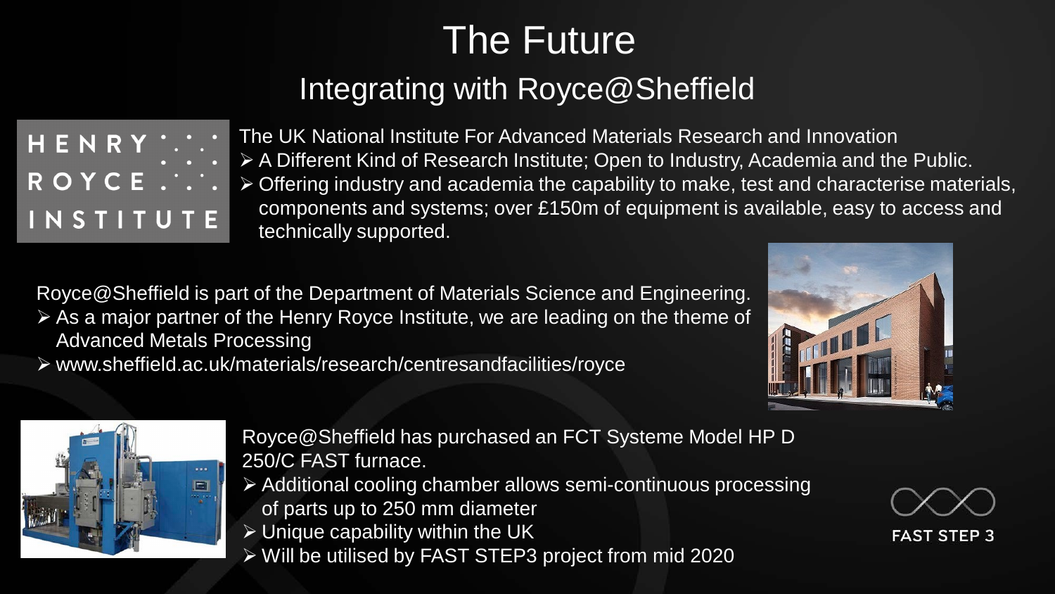# The Future

## Integrating with Royce@Sheffield

HENRY ROYCE INSTITUTE

The UK National Institute For Advanced Materials Research and Innovation

- A Different Kind of Research Institute; Open to Industry, Academia and the Public.
- Offering industry and academia the capability to make, test and characterise materials, components and systems; over £150m of equipment is available, easy to access and technically supported.

Royce@Sheffield is part of the Department of Materials Science and Engineering.

- As a major partner of the Henry Royce Institute, we are leading on the theme of Advanced Metals Processing
- www.sheffield.ac.uk/materials/research/centresandfacilities/royce

Royce@Sheffield has purchased an FCT Systeme Model HP D 250/C FAST furnace.

- Additional cooling chamber allows semi-continuous processing of parts up to 250 mm diameter
- Unique capability within the UK
- Will be utilised by FAST STEP3 project from mid 2020

FAST STEP 3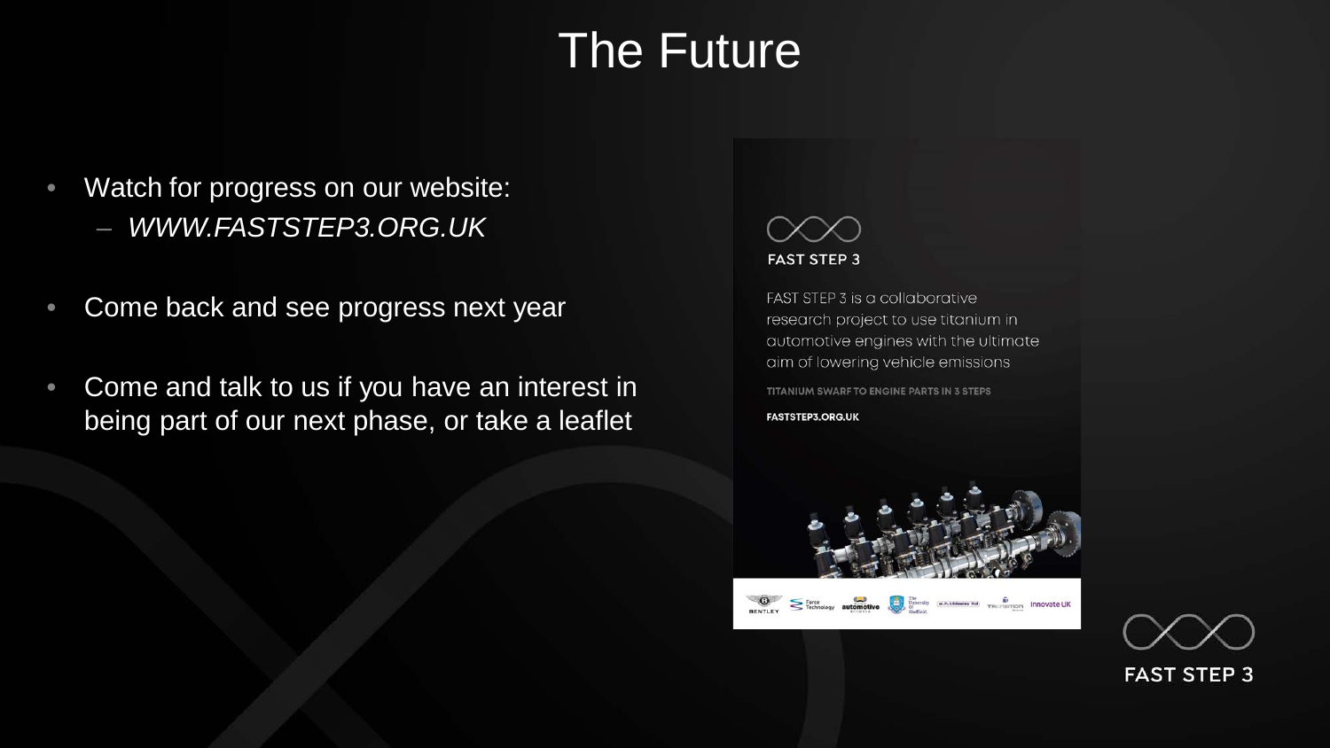# The Future

- Watch for progress on our website:
  - *WWW.FASTSTEP3.ORG.UK*
- Come back and see progress next year
- Come and talk to us if you have an interest in being part of our next phase, or take a leaflet

FAST STEP 3

FAST STEP 3 is a collaborative research project to use titanium in automotive engines with the ultimate aim of lowering vehicle emissions

TITANIUM SWARF TO ENGINE PARTS IN 3 STEPS

FASTSTEP3.ORG.UK

FAST STEP 3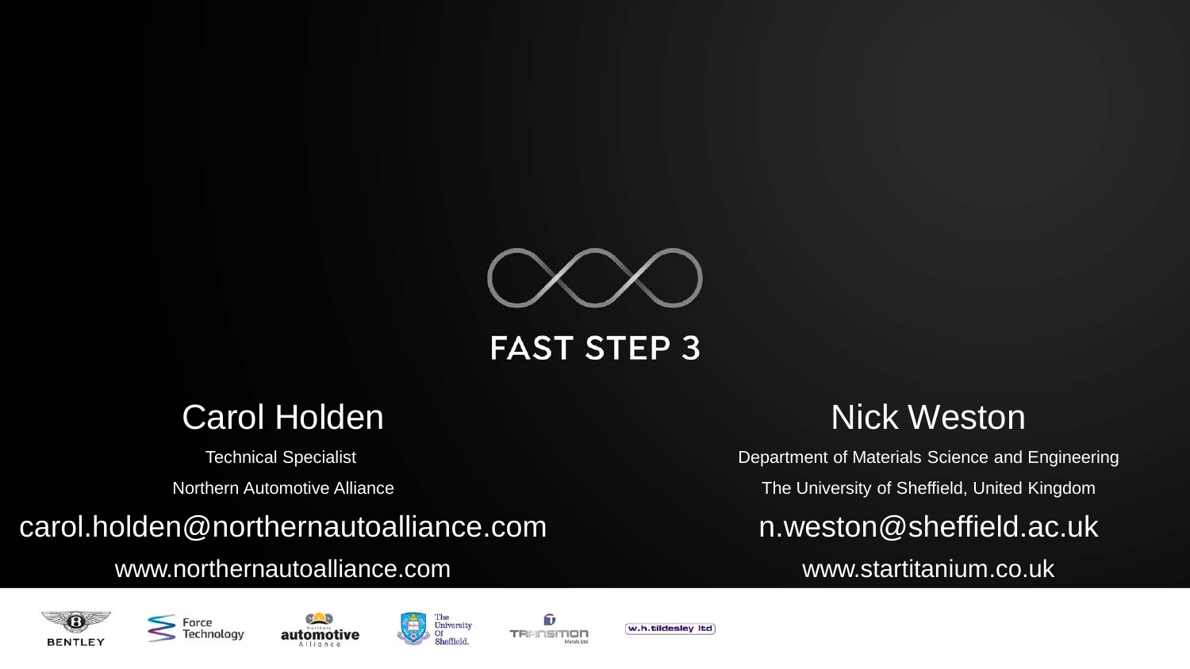# FAST STEP 3

## Carol Holden

Technical Specialist

Northern Automotive Alliance

carol.holden@northernautoalliance.com

www.northernautoalliance.com

## Nick Weston

Department of Materials Science and Engineering

The University of Sheffield, United Kingdom

n.weston@sheffield.ac.uk

www.startitanium.co.uk

BENTLEY

Force Technology

Northern automotive Alliance

The University Of Sheffield.

TRANSITION Metals Ltd

w.h.tildesley ltd